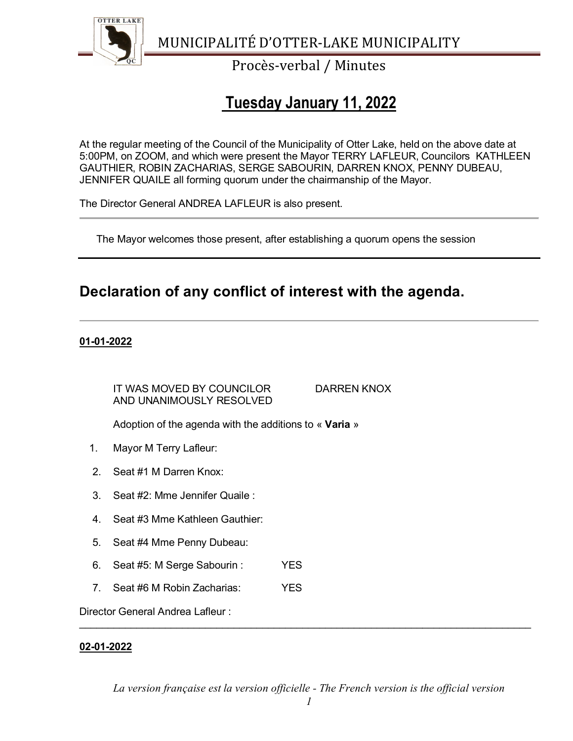# MUNICIPALITÉ D'OTTER-LAKE MUNICIPALITY

## Procès-verbal / Minutes

## Tuesday January 11, 2022

At the regular meeting of the Council of the Municipality of Otter Lake, held on the above date at 5:00PM, on ZOOM, and which were present the Mayor TERRY LAFLEUR, Councilors KATHLEEN GAUTHIER, ROBIN ZACHARIAS, SERGE SABOURIN, DARREN KNOX, PENNY DUBEAU, JENNIFER QUAILE all forming quorum under the chairmanship of the Mayor.

The Director General ANDREA LAFLEUR is also present.

---

The Mayor welcomes those present, after establishing a quorum opens the session

---

## Declaration of any conflict of interest with the agenda.

---

**01-01-2022**

IT WAS MOVED BY COUNCILOR DARREN KNOX
AND UNANIMOUSLY RESOLVED

Adoption of the agenda with the additions to « **Varia** »

1. Mayor M Terry Lafleur:
2. Seat #1 M Darren Knox:
3. Seat #2: Mme Jennifer Quaile :
4. Seat #3 Mme Kathleen Gauthier:
5. Seat #4 Mme Penny Dubeau:
6. Seat #5: M Serge Sabourin : YES
7. Seat #6 M Robin Zacharias: YES

Director General Andrea Lafleur :

---

**02-01-2022**

*La version française est la version officielle - The French version is the official version*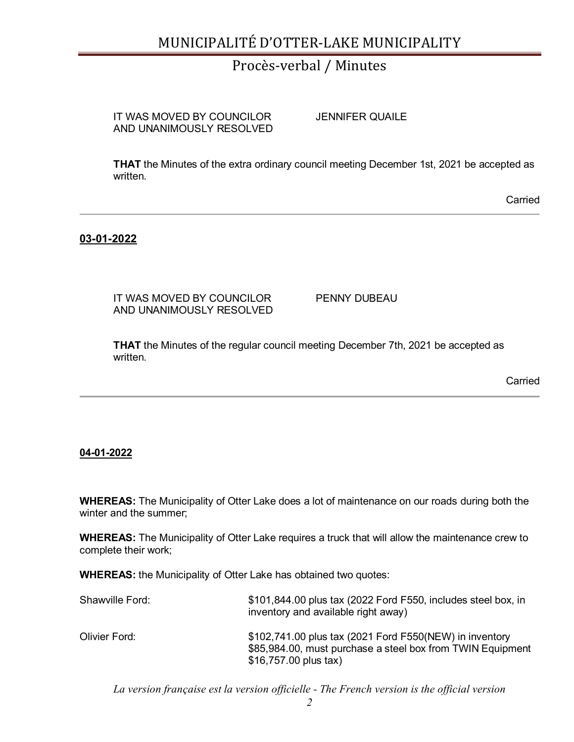IT WAS MOVED BY COUNCILOR JENNIFER QUAILE
AND UNANIMOUSLY RESOLVED

**THAT** the Minutes of the extra ordinary council meeting December 1st, 2021 be accepted as written.

Carried

---

**03-01-2022**

IT WAS MOVED BY COUNCILOR PENNY DUBEAU
AND UNANIMOUSLY RESOLVED

**THAT** the Minutes of the regular council meeting December 7th, 2021 be accepted as written.

Carried

---

**04-01-2022**

**WHEREAS:** The Municipality of Otter Lake does a lot of maintenance on our roads during both the winter and the summer;

**WHEREAS:** The Municipality of Otter Lake requires a truck that will allow the maintenance crew to complete their work;

**WHEREAS:** the Municipality of Otter Lake has obtained two quotes:

| | |
|---|---|
| Shawville Ford: | $101,844.00 plus tax (2022 Ford F550, includes steel box, in inventory and available right away) |
| Olivier Ford: | $102,741.00 plus tax (2021 Ford F550(NEW) in inventory $85,984.00, must purchase a steel box from TWIN Equipment $16,757.00 plus tax) |

*La version française est la version officielle - The French version is the official version*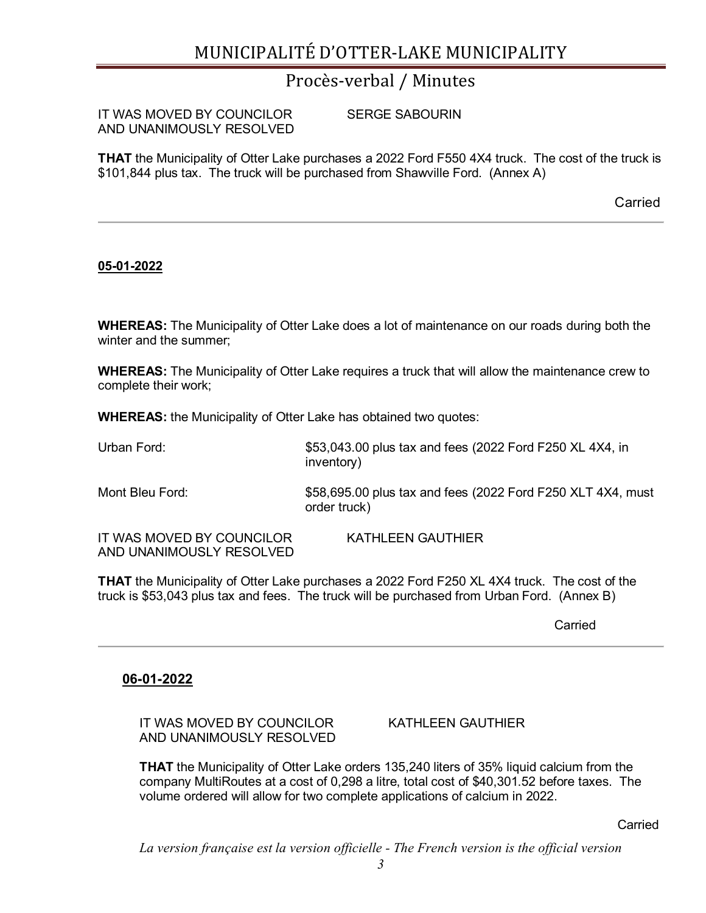IT WAS MOVED BY COUNCILOR SERGE SABOURIN
AND UNANIMOUSLY RESOLVED

**THAT** the Municipality of Otter Lake purchases a 2022 Ford F550 4X4 truck. The cost of the truck is $101,844 plus tax. The truck will be purchased from Shawville Ford. (Annex A)

Carried

---

**05-01-2022**

**WHEREAS:** The Municipality of Otter Lake does a lot of maintenance on our roads during both the winter and the summer;

**WHEREAS:** The Municipality of Otter Lake requires a truck that will allow the maintenance crew to complete their work;

**WHEREAS:** the Municipality of Otter Lake has obtained two quotes:

| | |
|---|---|
| Urban Ford: | $53,043.00 plus tax and fees (2022 Ford F250 XL 4X4, in inventory) |
| Mont Bleu Ford: | $58,695.00 plus tax and fees (2022 Ford F250 XLT 4X4, must order truck) |

IT WAS MOVED BY COUNCILOR KATHLEEN GAUTHIER
AND UNANIMOUSLY RESOLVED

**THAT** the Municipality of Otter Lake purchases a 2022 Ford F250 XL 4X4 truck. The cost of the truck is $53,043 plus tax and fees. The truck will be purchased from Urban Ford. (Annex B)

Carried

---

**06-01-2022**

IT WAS MOVED BY COUNCILOR KATHLEEN GAUTHIER
AND UNANIMOUSLY RESOLVED

**THAT** the Municipality of Otter Lake orders 135,240 liters of 35% liquid calcium from the company MultiRoutes at a cost of 0,298 a litre, total cost of $40,301.52 before taxes. The volume ordered will allow for two complete applications of calcium in 2022.

Carried

*La version française est la version officielle - The French version is the official version*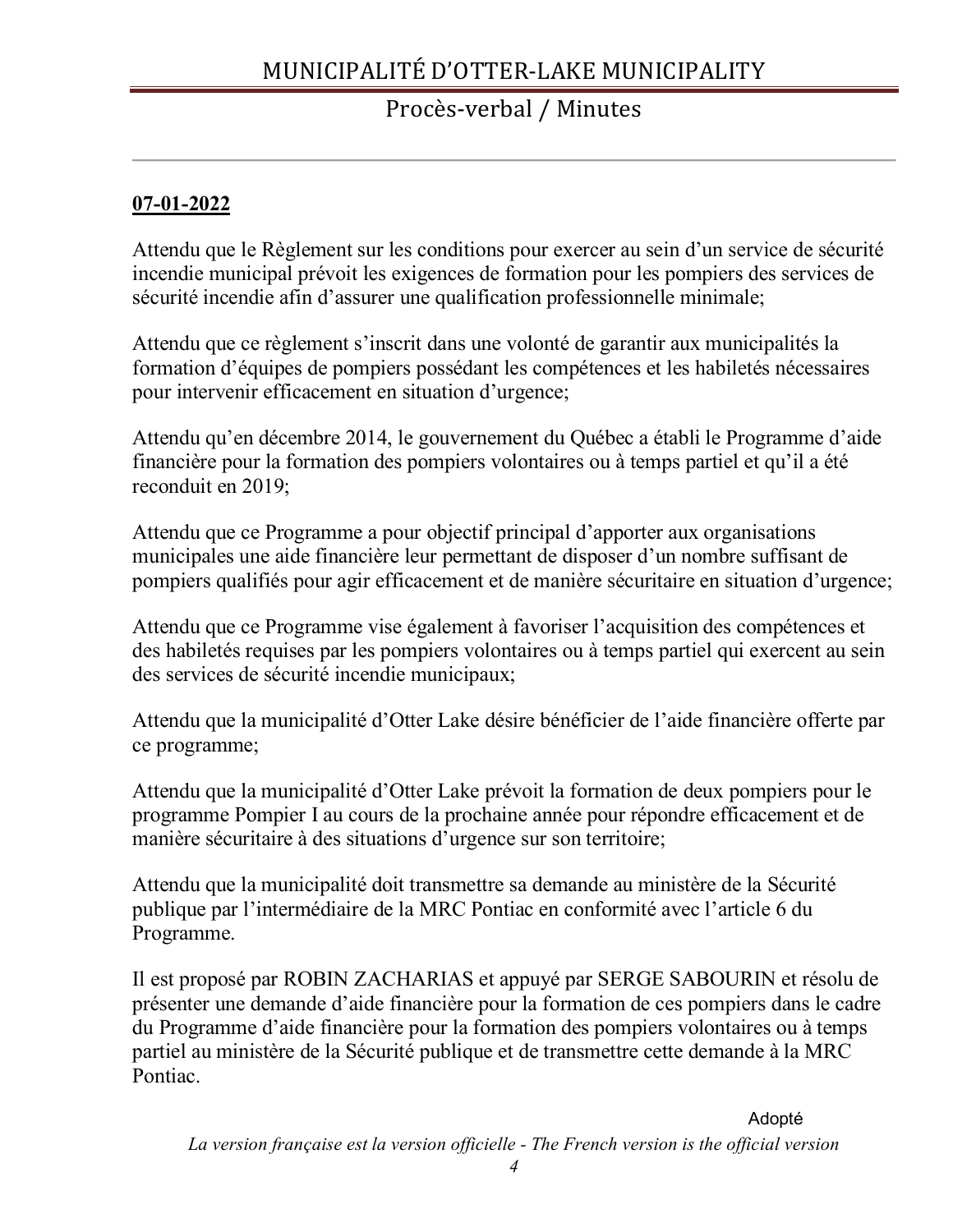**07-01-2022**

Attendu que le Règlement sur les conditions pour exercer au sein d'un service de sécurité incendie municipal prévoit les exigences de formation pour les pompiers des services de sécurité incendie afin d'assurer une qualification professionnelle minimale;

Attendu que ce règlement s'inscrit dans une volonté de garantir aux municipalités la formation d'équipes de pompiers possédant les compétences et les habiletés nécessaires pour intervenir efficacement en situation d'urgence;

Attendu qu'en décembre 2014, le gouvernement du Québec a établi le Programme d'aide financière pour la formation des pompiers volontaires ou à temps partiel et qu'il a été reconduit en 2019;

Attendu que ce Programme a pour objectif principal d'apporter aux organisations municipales une aide financière leur permettant de disposer d'un nombre suffisant de pompiers qualifiés pour agir efficacement et de manière sécuritaire en situation d'urgence;

Attendu que ce Programme vise également à favoriser l'acquisition des compétences et des habiletés requises par les pompiers volontaires ou à temps partiel qui exercent au sein des services de sécurité incendie municipaux;

Attendu que la municipalité d'Otter Lake désire bénéficier de l'aide financière offerte par ce programme;

Attendu que la municipalité d'Otter Lake prévoit la formation de deux pompiers pour le programme Pompier I au cours de la prochaine année pour répondre efficacement et de manière sécuritaire à des situations d'urgence sur son territoire;

Attendu que la municipalité doit transmettre sa demande au ministère de la Sécurité publique par l'intermédiaire de la MRC Pontiac en conformité avec l'article 6 du Programme.

Il est proposé par ROBIN ZACHARIAS et appuyé par SERGE SABOURIN et résolu de présenter une demande d'aide financière pour la formation de ces pompiers dans le cadre du Programme d'aide financière pour la formation des pompiers volontaires ou à temps partiel au ministère de la Sécurité publique et de transmettre cette demande à la MRC Pontiac.

Adopté

*La version française est la version officielle - The French version is the official version*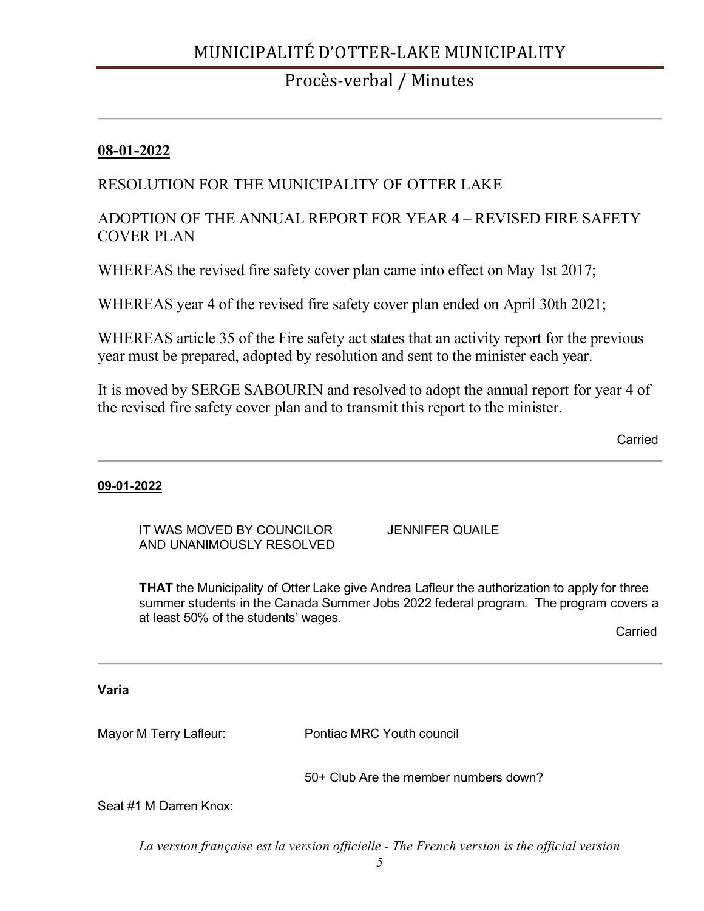**08-01-2022**

RESOLUTION FOR THE MUNICIPALITY OF OTTER LAKE

ADOPTION OF THE ANNUAL REPORT FOR YEAR 4 – REVISED FIRE SAFETY COVER PLAN

WHEREAS the revised fire safety cover plan came into effect on May 1st 2017;

WHEREAS year 4 of the revised fire safety cover plan ended on April 30th 2021;

WHEREAS article 35 of the Fire safety act states that an activity report for the previous year must be prepared, adopted by resolution and sent to the minister each year.

It is moved by SERGE SABOURIN and resolved to adopt the annual report for year 4 of the revised fire safety cover plan and to transmit this report to the minister.

Carried

---

**09-01-2022**

IT WAS MOVED BY COUNCILOR JENNIFER QUAILE
AND UNANIMOUSLY RESOLVED

**THAT** the Municipality of Otter Lake give Andrea Lafleur the authorization to apply for three summer students in the Canada Summer Jobs 2022 federal program. The program covers a at least 50% of the students' wages.

Carried

---

**Varia**

Mayor M Terry Lafleur: Pontiac MRC Youth council

50+ Club Are the member numbers down?

Seat #1 M Darren Knox:

*La version française est la version officielle - The French version is the official version*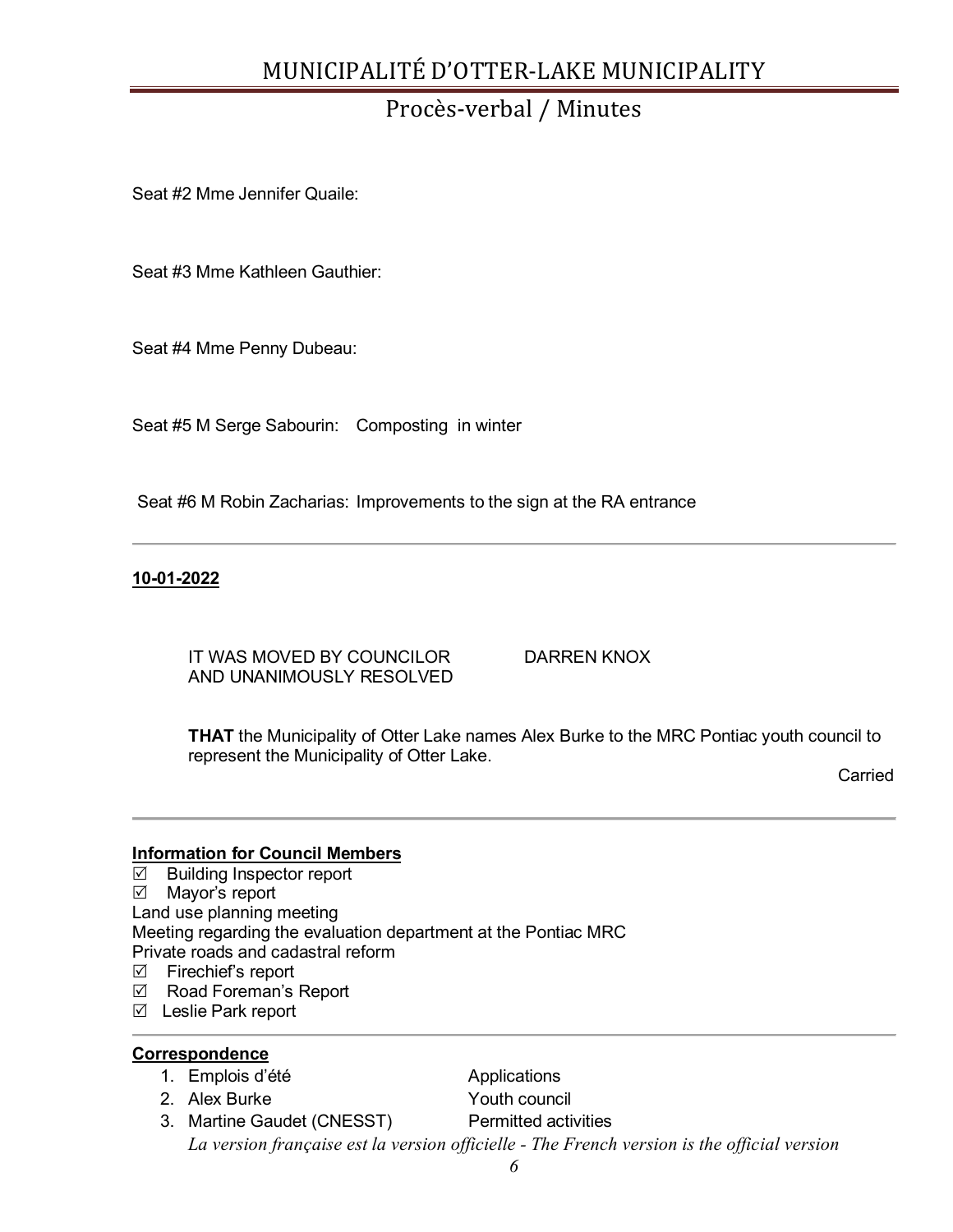Seat #2 Mme Jennifer Quaile:

Seat #3 Mme Kathleen Gauthier:

Seat #4 Mme Penny Dubeau:

Seat #5 M Serge Sabourin: Composting in winter

Seat #6 M Robin Zacharias: Improvements to the sign at the RA entrance

---

**10-01-2022**

IT WAS MOVED BY COUNCILOR DARREN KNOX
AND UNANIMOUSLY RESOLVED

**THAT** the Municipality of Otter Lake names Alex Burke to the MRC Pontiac youth council to represent the Municipality of Otter Lake.

Carried

---

**Information for Council Members**

☑ Building Inspector report
☑ Mayor's report
Land use planning meeting
Meeting regarding the evaluation department at the Pontiac MRC
Private roads and cadastral reform
☑ Firechief's report
☑ Road Foreman's Report
☑ Leslie Park report

---

**Correspondence**

1. Emplois d'été — Applications
2. Alex Burke — Youth council
3. Martine Gaudet (CNESST) — Permitted activities

*La version française est la version officielle - The French version is the official version*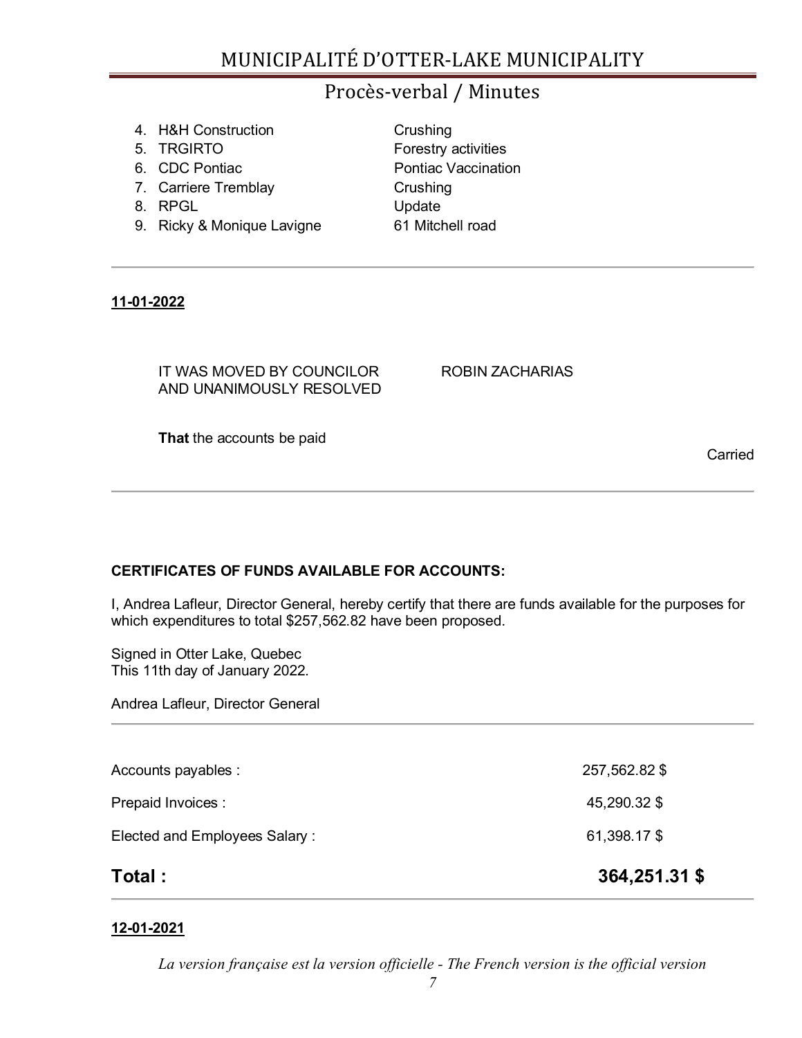4. H&H Construction — Crushing
5. TRGIRTO — Forestry activities
6. CDC Pontiac — Pontiac Vaccination
7. Carriere Tremblay — Crushing
8. RPGL — Update
9. Ricky & Monique Lavigne — 61 Mitchell road

---

**11-01-2022**

IT WAS MOVED BY COUNCILOR ROBIN ZACHARIAS
AND UNANIMOUSLY RESOLVED

**That** the accounts be paid

Carried

---

**CERTIFICATES OF FUNDS AVAILABLE FOR ACCOUNTS:**

I, Andrea Lafleur, Director General, hereby certify that there are funds available for the purposes for which expenditures to total $257,562.82 have been proposed.

Signed in Otter Lake, Quebec
This 11th day of January 2022.

Andrea Lafleur, Director General

---

| | |
|---|---|
| Accounts payables : | 257,562.82 $ |
| Prepaid Invoices : | 45,290.32 $ |
| Elected and Employees Salary : | 61,398.17 $ |
| **Total :** | **364,251.31 $** |

---

**12-01-2021**

*La version française est la version officielle - The French version is the official version*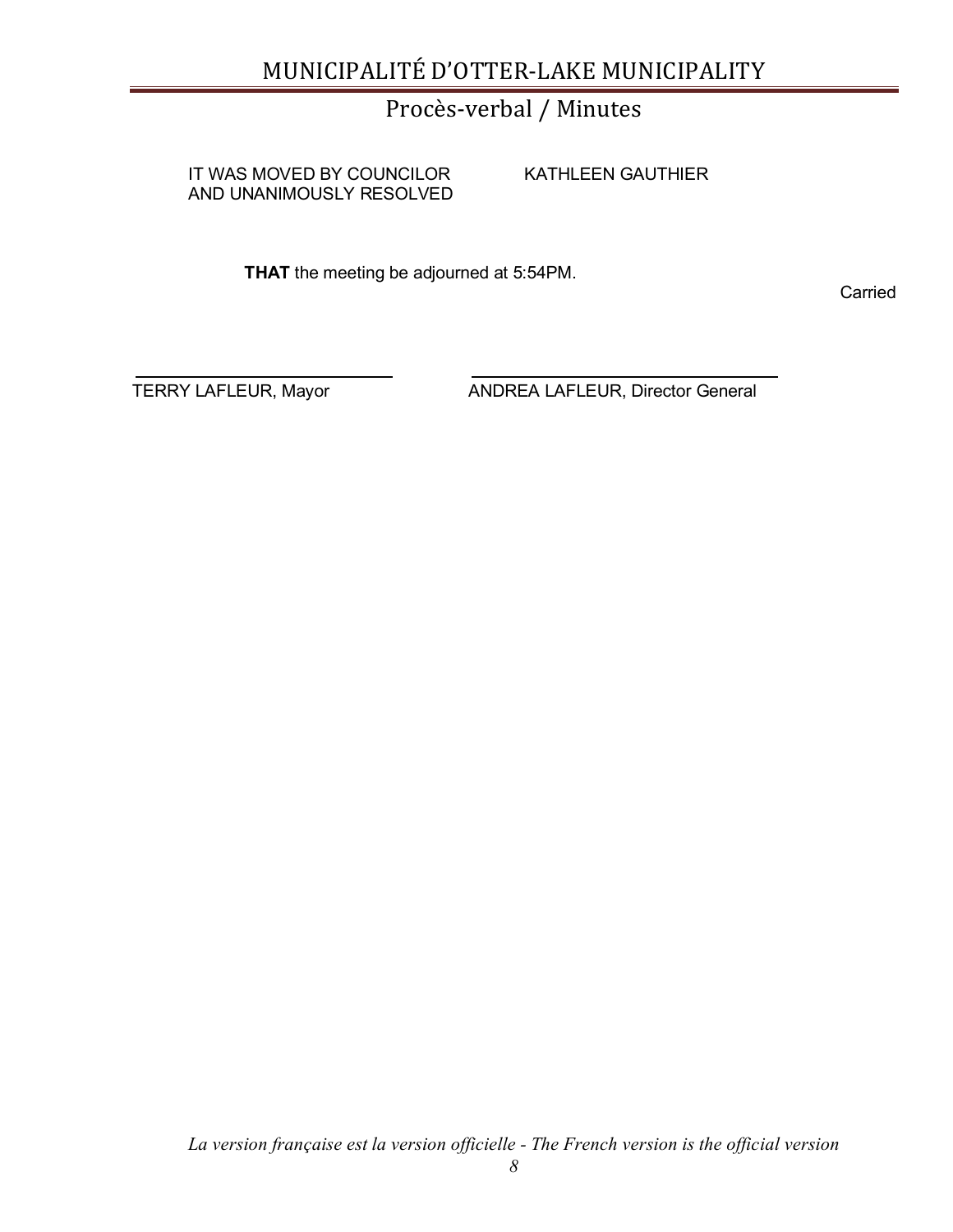IT WAS MOVED BY COUNCILOR KATHLEEN GAUTHIER
AND UNANIMOUSLY RESOLVED

**THAT** the meeting be adjourned at 5:54PM.

Carried

TERRY LAFLEUR, Mayor  ANDREA LAFLEUR, Director General

*La version française est la version officielle - The French version is the official version*